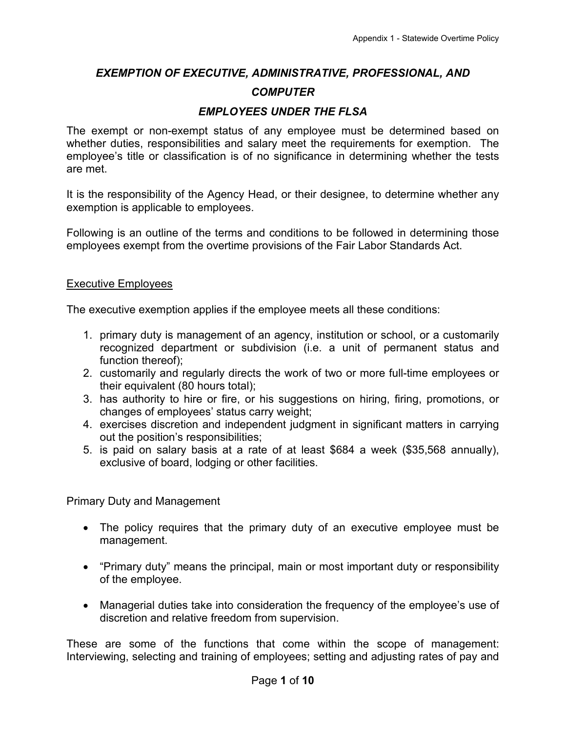## *EXEMPTION OF EXECUTIVE, ADMINISTRATIVE, PROFESSIONAL, AND COMPUTER EMPLOYEES UNDER THE FLSA*

The exempt or non-exempt status of any employee must be determined based on whether duties, responsibilities and salary meet the requirements for exemption. The employee's title or classification is of no significance in determining whether the tests are met.

It is the responsibility of the Agency Head, or their designee, to determine whether any exemption is applicable to employees.

Following is an outline of the terms and conditions to be followed in determining those employees exempt from the overtime provisions of the Fair Labor Standards Act.

### Executive Employees

The executive exemption applies if the employee meets all these conditions:

1. primary duty is management of an agency, institution or school, or a customarily recognized department or subdivision (i.e. a unit of permanent status and function thereof);
2. customarily and regularly directs the work of two or more full-time employees or their equivalent (80 hours total);
3. has authority to hire or fire, or his suggestions on hiring, firing, promotions, or changes of employees' status carry weight;
4. exercises discretion and independent judgment in significant matters in carrying out the position's responsibilities;
5. is paid on salary basis at a rate of at least $684 a week ($35,568 annually), exclusive of board, lodging or other facilities.

Primary Duty and Management

- The policy requires that the primary duty of an executive employee must be management.
- "Primary duty" means the principal, main or most important duty or responsibility of the employee.
- Managerial duties take into consideration the frequency of the employee's use of discretion and relative freedom from supervision.

These are some of the functions that come within the scope of management: Interviewing, selecting and training of employees; setting and adjusting rates of pay and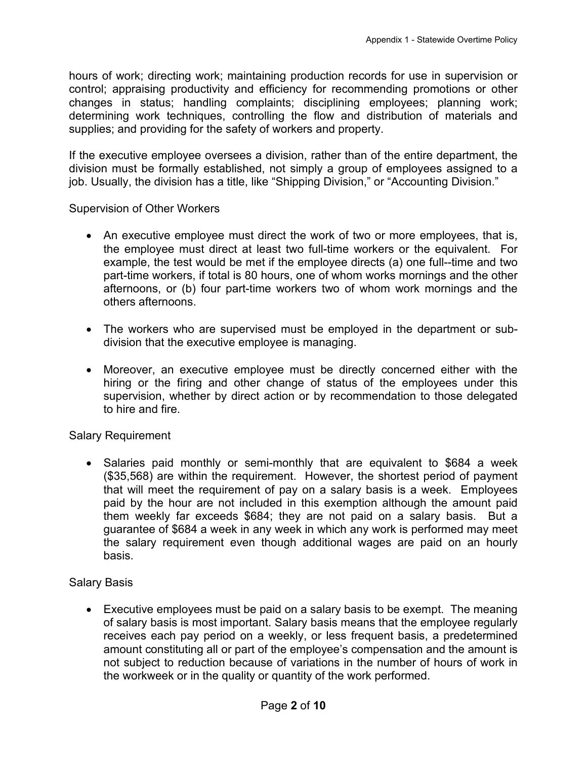hours of work; directing work; maintaining production records for use in supervision or control; appraising productivity and efficiency for recommending promotions or other changes in status; handling complaints; disciplining employees; planning work; determining work techniques, controlling the flow and distribution of materials and supplies; and providing for the safety of workers and property.

If the executive employee oversees a division, rather than of the entire department, the division must be formally established, not simply a group of employees assigned to a job. Usually, the division has a title, like "Shipping Division," or "Accounting Division."

Supervision of Other Workers

- An executive employee must direct the work of two or more employees, that is, the employee must direct at least two full-time workers or the equivalent. For example, the test would be met if the employee directs (a) one full--time and two part-time workers, if total is 80 hours, one of whom works mornings and the other afternoons, or (b) four part-time workers two of whom work mornings and the others afternoons.

- The workers who are supervised must be employed in the department or sub-division that the executive employee is managing.

- Moreover, an executive employee must be directly concerned either with the hiring or the firing and other change of status of the employees under this supervision, whether by direct action or by recommendation to those delegated to hire and fire.

Salary Requirement

- Salaries paid monthly or semi-monthly that are equivalent to $684 a week ($35,568) are within the requirement. However, the shortest period of payment that will meet the requirement of pay on a salary basis is a week. Employees paid by the hour are not included in this exemption although the amount paid them weekly far exceeds $684; they are not paid on a salary basis. But a guarantee of $684 a week in any week in which any work is performed may meet the salary requirement even though additional wages are paid on an hourly basis.

Salary Basis

- Executive employees must be paid on a salary basis to be exempt. The meaning of salary basis is most important. Salary basis means that the employee regularly receives each pay period on a weekly, or less frequent basis, a predetermined amount constituting all or part of the employee's compensation and the amount is not subject to reduction because of variations in the number of hours of work in the workweek or in the quality or quantity of the work performed.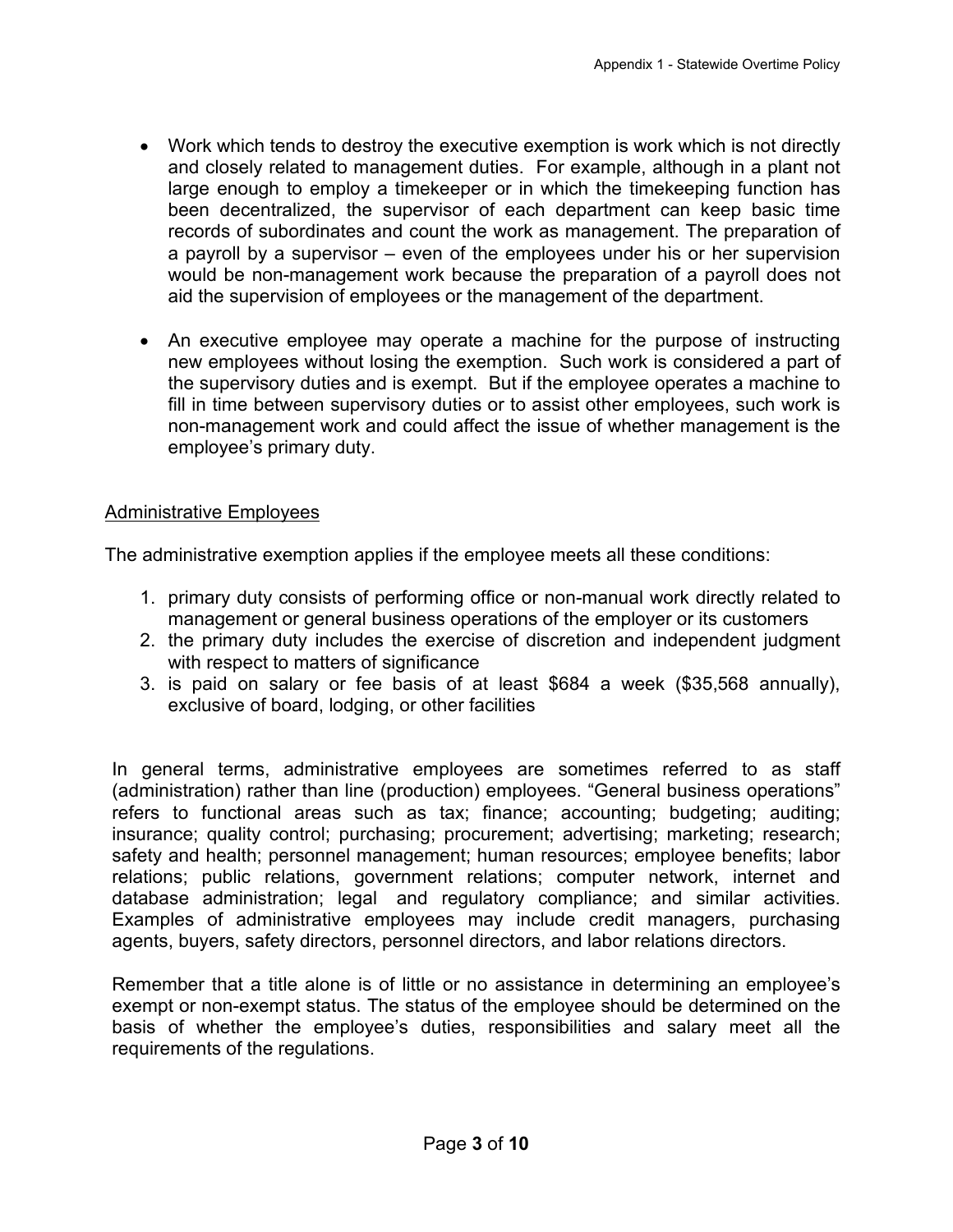- Work which tends to destroy the executive exemption is work which is not directly and closely related to management duties. For example, although in a plant not large enough to employ a timekeeper or in which the timekeeping function has been decentralized, the supervisor of each department can keep basic time records of subordinates and count the work as management. The preparation of a payroll by a supervisor – even of the employees under his or her supervision would be non-management work because the preparation of a payroll does not aid the supervision of employees or the management of the department.

- An executive employee may operate a machine for the purpose of instructing new employees without losing the exemption. Such work is considered a part of the supervisory duties and is exempt. But if the employee operates a machine to fill in time between supervisory duties or to assist other employees, such work is non-management work and could affect the issue of whether management is the employee's primary duty.

<u>Administrative Employees</u>

The administrative exemption applies if the employee meets all these conditions:

1. primary duty consists of performing office or non-manual work directly related to management or general business operations of the employer or its customers
2. the primary duty includes the exercise of discretion and independent judgment with respect to matters of significance
3. is paid on salary or fee basis of at least $684 a week ($35,568 annually), exclusive of board, lodging, or other facilities

In general terms, administrative employees are sometimes referred to as staff (administration) rather than line (production) employees. "General business operations" refers to functional areas such as tax; finance; accounting; budgeting; auditing; insurance; quality control; purchasing; procurement; advertising; marketing; research; safety and health; personnel management; human resources; employee benefits; labor relations; public relations, government relations; computer network, internet and database administration; legal and regulatory compliance; and similar activities. Examples of administrative employees may include credit managers, purchasing agents, buyers, safety directors, personnel directors, and labor relations directors.

Remember that a title alone is of little or no assistance in determining an employee's exempt or non-exempt status. The status of the employee should be determined on the basis of whether the employee's duties, responsibilities and salary meet all the requirements of the regulations.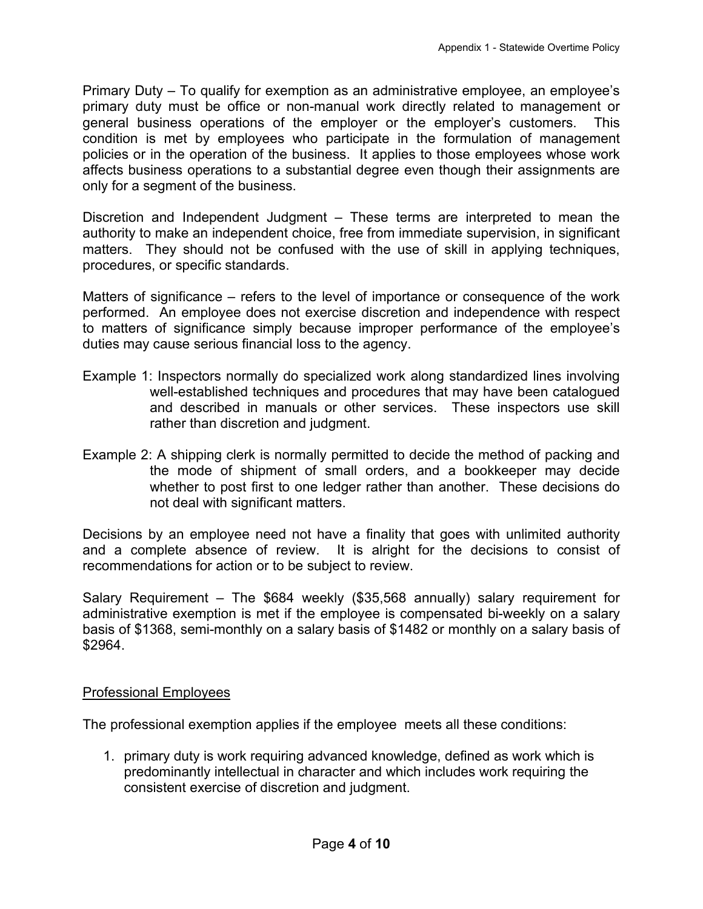Primary Duty – To qualify for exemption as an administrative employee, an employee's primary duty must be office or non-manual work directly related to management or general business operations of the employer or the employer's customers. This condition is met by employees who participate in the formulation of management policies or in the operation of the business. It applies to those employees whose work affects business operations to a substantial degree even though their assignments are only for a segment of the business.

Discretion and Independent Judgment – These terms are interpreted to mean the authority to make an independent choice, free from immediate supervision, in significant matters. They should not be confused with the use of skill in applying techniques, procedures, or specific standards.

Matters of significance – refers to the level of importance or consequence of the work performed. An employee does not exercise discretion and independence with respect to matters of significance simply because improper performance of the employee's duties may cause serious financial loss to the agency.

Example 1: Inspectors normally do specialized work along standardized lines involving well-established techniques and procedures that may have been catalogued and described in manuals or other services. These inspectors use skill rather than discretion and judgment.

Example 2: A shipping clerk is normally permitted to decide the method of packing and the mode of shipment of small orders, and a bookkeeper may decide whether to post first to one ledger rather than another. These decisions do not deal with significant matters.

Decisions by an employee need not have a finality that goes with unlimited authority and a complete absence of review. It is alright for the decisions to consist of recommendations for action or to be subject to review.

Salary Requirement – The $684 weekly ($35,568 annually) salary requirement for administrative exemption is met if the employee is compensated bi-weekly on a salary basis of $1368, semi-monthly on a salary basis of $1482 or monthly on a salary basis of $2964.

Professional Employees

The professional exemption applies if the employee meets all these conditions:

1. primary duty is work requiring advanced knowledge, defined as work which is predominantly intellectual in character and which includes work requiring the consistent exercise of discretion and judgment.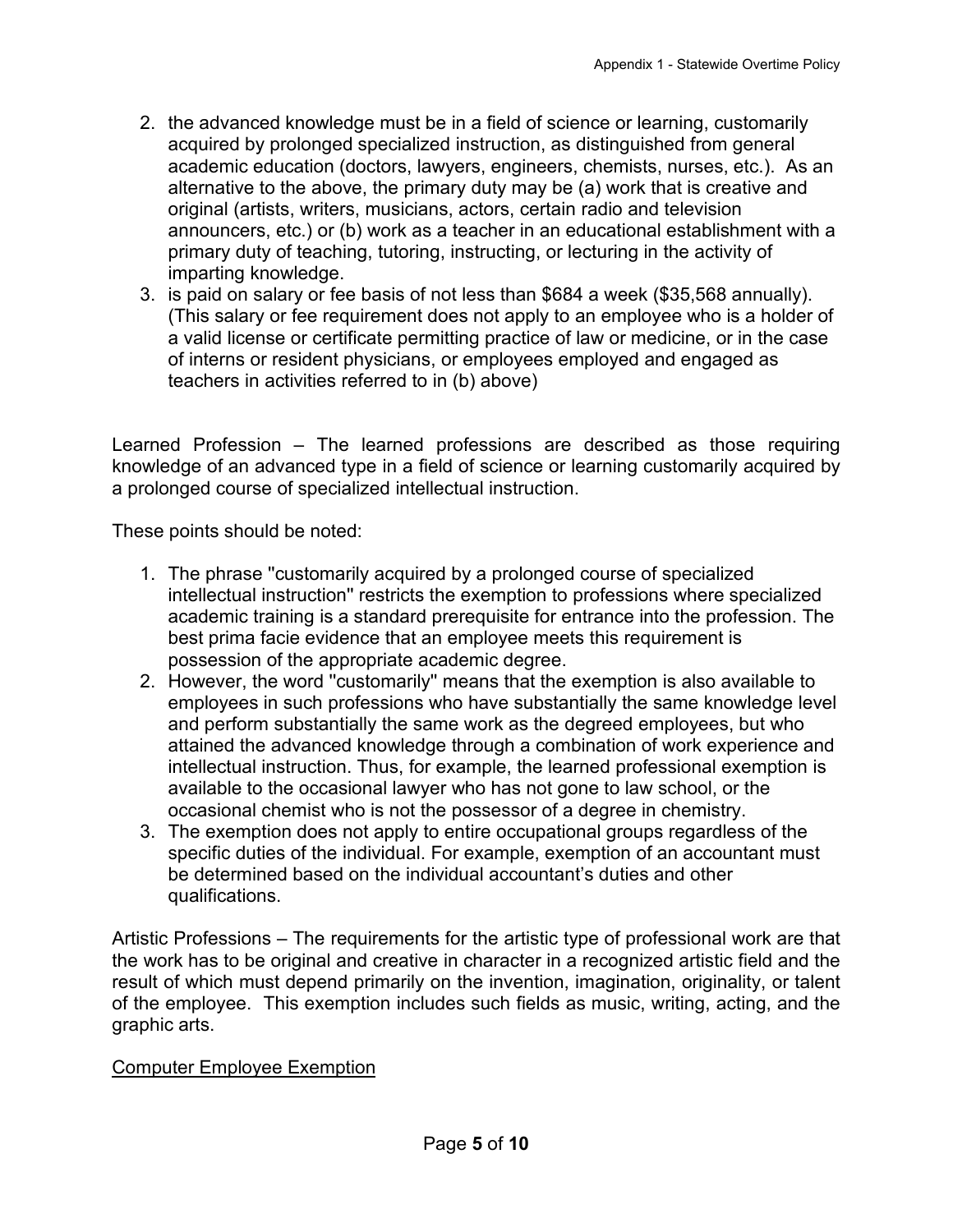2. the advanced knowledge must be in a field of science or learning, customarily acquired by prolonged specialized instruction, as distinguished from general academic education (doctors, lawyers, engineers, chemists, nurses, etc.). As an alternative to the above, the primary duty may be (a) work that is creative and original (artists, writers, musicians, actors, certain radio and television announcers, etc.) or (b) work as a teacher in an educational establishment with a primary duty of teaching, tutoring, instructing, or lecturing in the activity of imparting knowledge.
3. is paid on salary or fee basis of not less than $684 a week ($35,568 annually). (This salary or fee requirement does not apply to an employee who is a holder of a valid license or certificate permitting practice of law or medicine, or in the case of interns or resident physicians, or employees employed and engaged as teachers in activities referred to in (b) above)

Learned Profession – The learned professions are described as those requiring knowledge of an advanced type in a field of science or learning customarily acquired by a prolonged course of specialized intellectual instruction.

These points should be noted:

1. The phrase "customarily acquired by a prolonged course of specialized intellectual instruction" restricts the exemption to professions where specialized academic training is a standard prerequisite for entrance into the profession. The best prima facie evidence that an employee meets this requirement is possession of the appropriate academic degree.
2. However, the word "customarily" means that the exemption is also available to employees in such professions who have substantially the same knowledge level and perform substantially the same work as the degreed employees, but who attained the advanced knowledge through a combination of work experience and intellectual instruction. Thus, for example, the learned professional exemption is available to the occasional lawyer who has not gone to law school, or the occasional chemist who is not the possessor of a degree in chemistry.
3. The exemption does not apply to entire occupational groups regardless of the specific duties of the individual. For example, exemption of an accountant must be determined based on the individual accountant's duties and other qualifications.

Artistic Professions – The requirements for the artistic type of professional work are that the work has to be original and creative in character in a recognized artistic field and the result of which must depend primarily on the invention, imagination, originality, or talent of the employee. This exemption includes such fields as music, writing, acting, and the graphic arts.

<u>Computer Employee Exemption</u>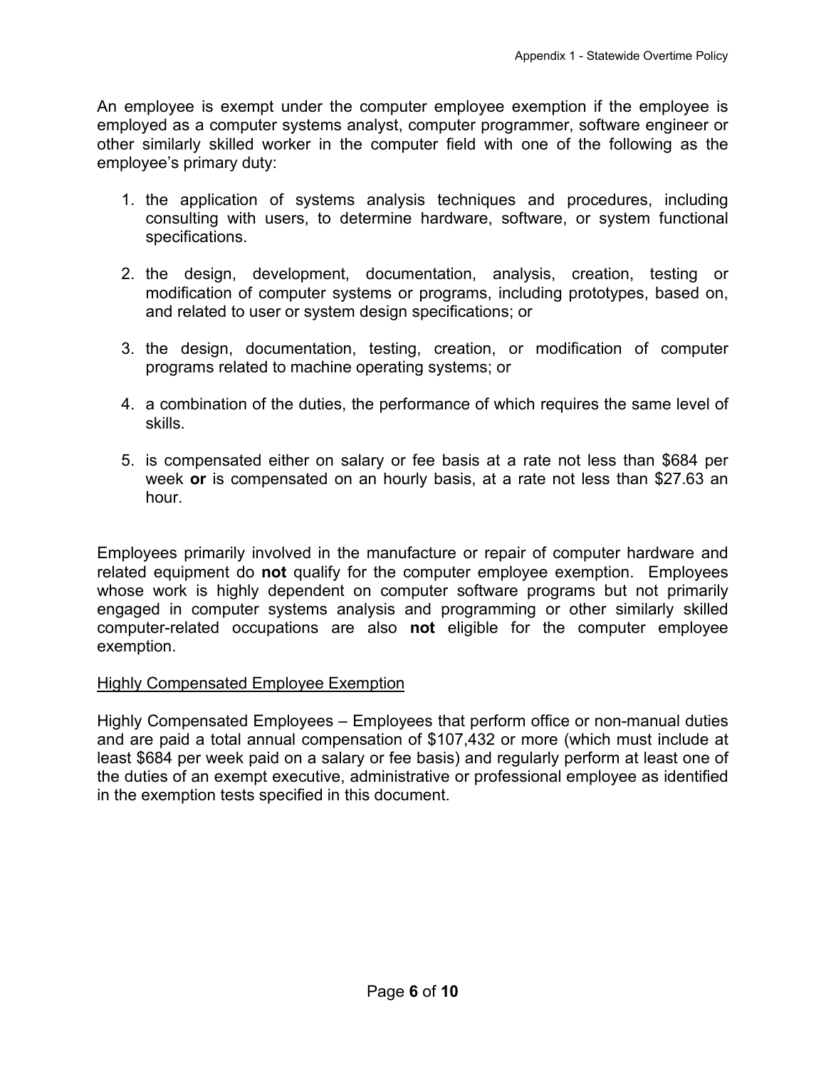An employee is exempt under the computer employee exemption if the employee is employed as a computer systems analyst, computer programmer, software engineer or other similarly skilled worker in the computer field with one of the following as the employee's primary duty:

1. the application of systems analysis techniques and procedures, including consulting with users, to determine hardware, software, or system functional specifications.

2. the design, development, documentation, analysis, creation, testing or modification of computer systems or programs, including prototypes, based on, and related to user or system design specifications; or

3. the design, documentation, testing, creation, or modification of computer programs related to machine operating systems; or

4. a combination of the duties, the performance of which requires the same level of skills.

5. is compensated either on salary or fee basis at a rate not less than $684 per week **or** is compensated on an hourly basis, at a rate not less than $27.63 an hour.

Employees primarily involved in the manufacture or repair of computer hardware and related equipment do **not** qualify for the computer employee exemption. Employees whose work is highly dependent on computer software programs but not primarily engaged in computer systems analysis and programming or other similarly skilled computer-related occupations are also **not** eligible for the computer employee exemption.

<u>Highly Compensated Employee Exemption</u>

Highly Compensated Employees – Employees that perform office or non-manual duties and are paid a total annual compensation of $107,432 or more (which must include at least $684 per week paid on a salary or fee basis) and regularly perform at least one of the duties of an exempt executive, administrative or professional employee as identified in the exemption tests specified in this document.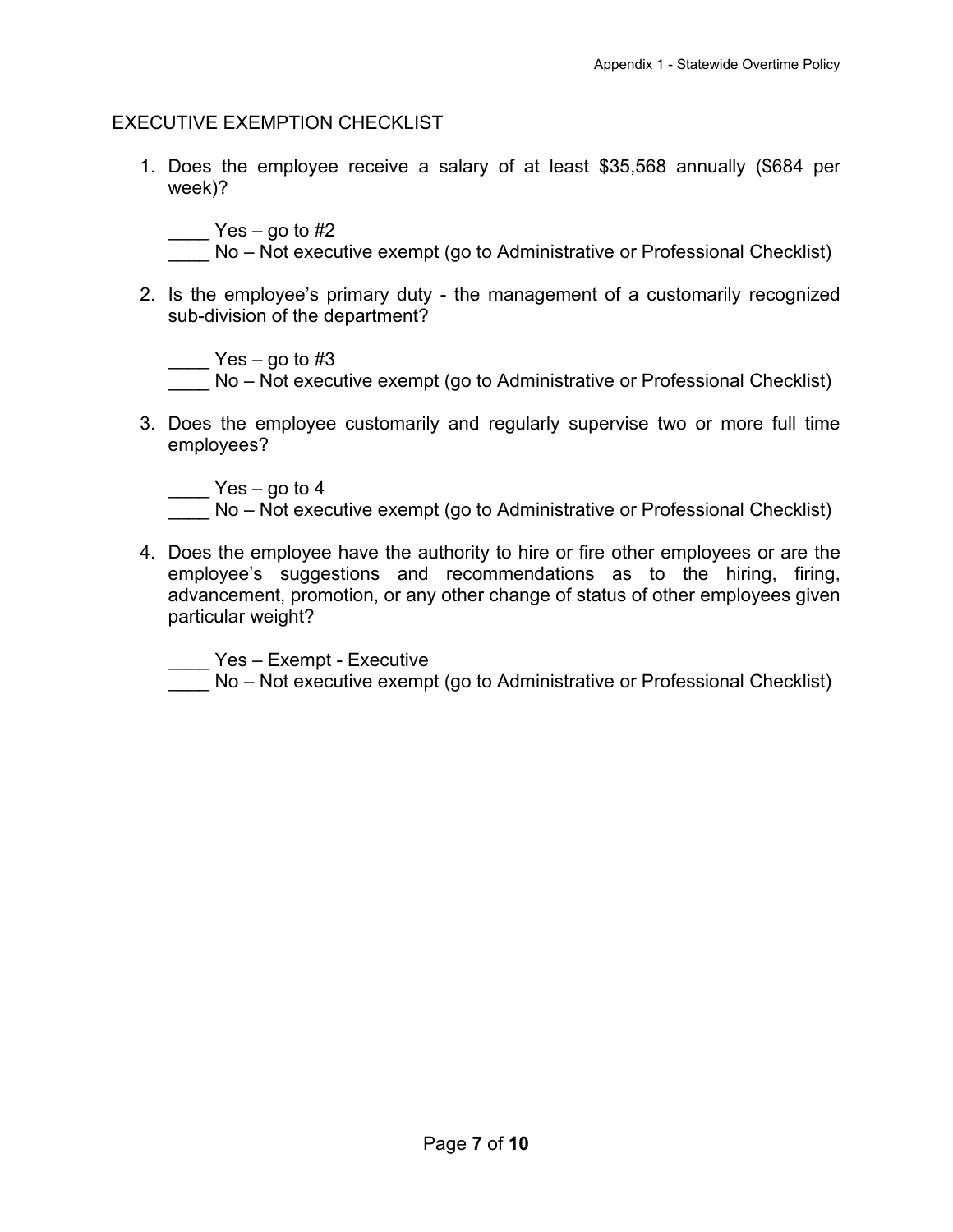## EXECUTIVE EXEMPTION CHECKLIST

1. Does the employee receive a salary of at least $35,568 annually ($684 per week)?

   ____ Yes – go to #2
   ____ No – Not executive exempt (go to Administrative or Professional Checklist)

2. Is the employee's primary duty - the management of a customarily recognized sub-division of the department?

   ____ Yes – go to #3
   ____ No – Not executive exempt (go to Administrative or Professional Checklist)

3. Does the employee customarily and regularly supervise two or more full time employees?

   ____ Yes – go to 4
   ____ No – Not executive exempt (go to Administrative or Professional Checklist)

4. Does the employee have the authority to hire or fire other employees or are the employee's suggestions and recommendations as to the hiring, firing, advancement, promotion, or any other change of status of other employees given particular weight?

   ____ Yes – Exempt - Executive
   ____ No – Not executive exempt (go to Administrative or Professional Checklist)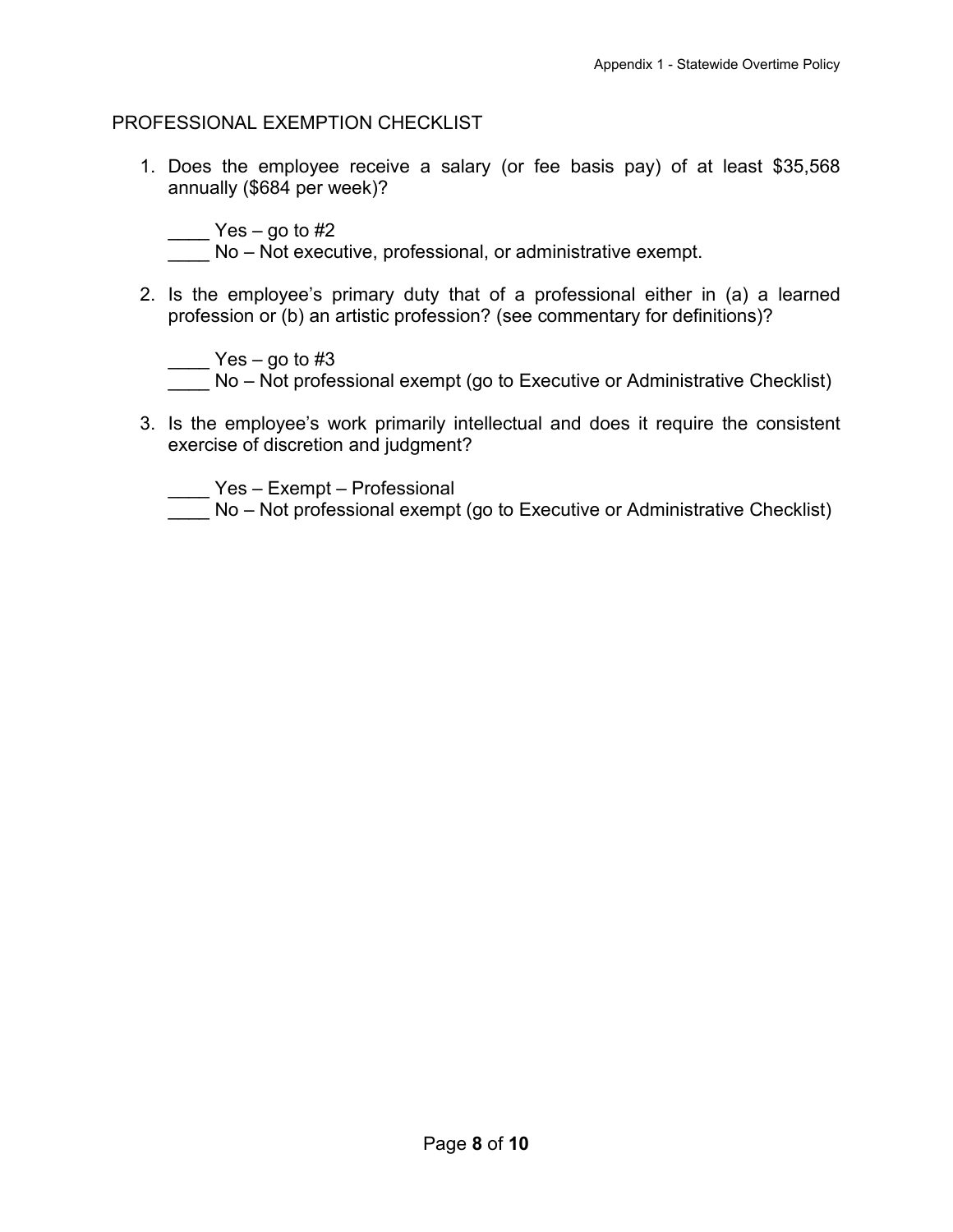## PROFESSIONAL EXEMPTION CHECKLIST

1. Does the employee receive a salary (or fee basis pay) of at least $35,568 annually ($684 per week)?

   ____ Yes – go to #2
   ____ No – Not executive, professional, or administrative exempt.

2. Is the employee's primary duty that of a professional either in (a) a learned profession or (b) an artistic profession? (see commentary for definitions)?

   ____ Yes – go to #3
   ____ No – Not professional exempt (go to Executive or Administrative Checklist)

3. Is the employee's work primarily intellectual and does it require the consistent exercise of discretion and judgment?

   ____ Yes – Exempt – Professional
   ____ No – Not professional exempt (go to Executive or Administrative Checklist)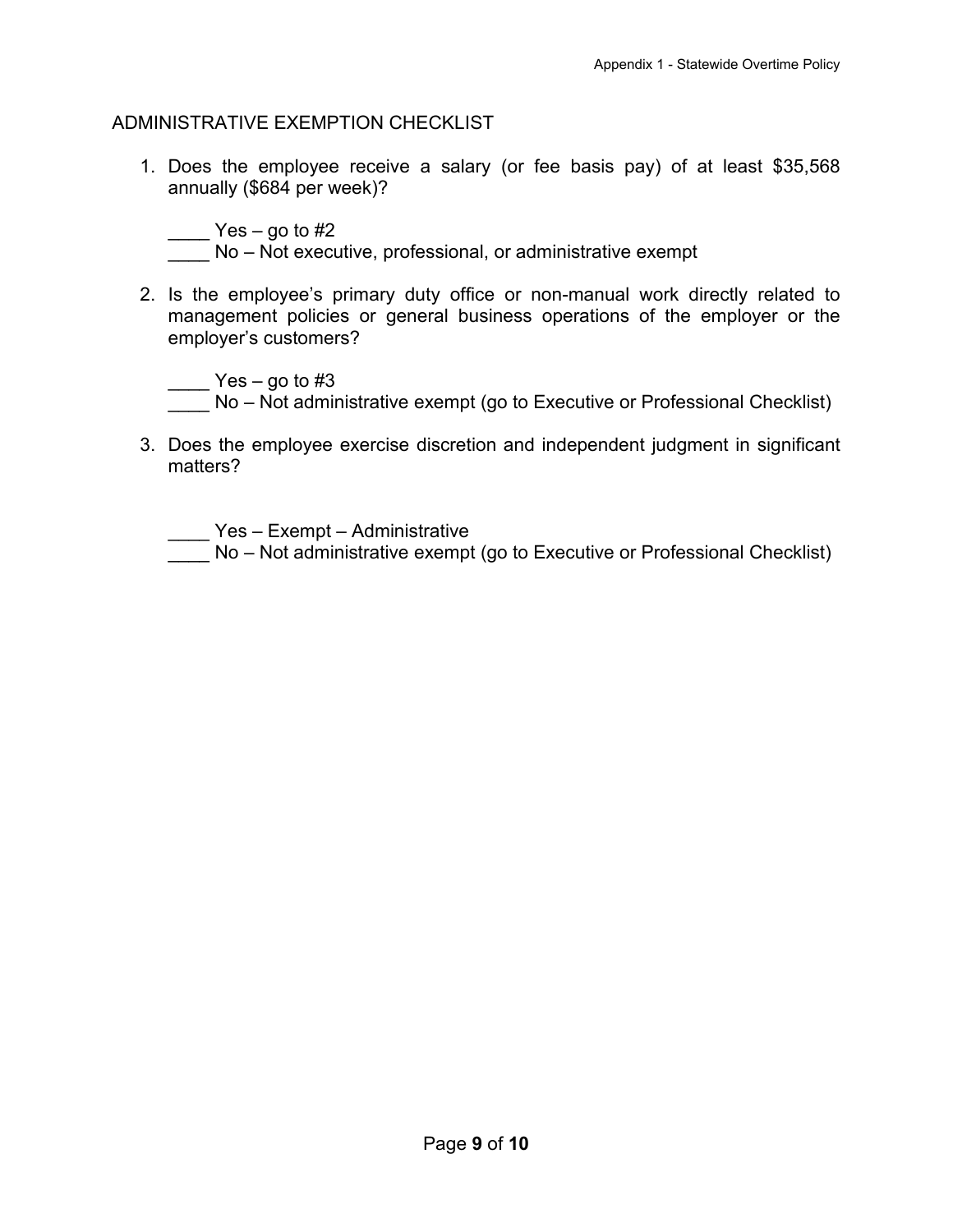## ADMINISTRATIVE EXEMPTION CHECKLIST

1. Does the employee receive a salary (or fee basis pay) of at least $35,568 annually ($684 per week)?

   ____ Yes – go to #2
   ____ No – Not executive, professional, or administrative exempt

2. Is the employee's primary duty office or non-manual work directly related to management policies or general business operations of the employer or the employer's customers?

   ____ Yes – go to #3
   ____ No – Not administrative exempt (go to Executive or Professional Checklist)

3. Does the employee exercise discretion and independent judgment in significant matters?

   ____ Yes – Exempt – Administrative
   ____ No – Not administrative exempt (go to Executive or Professional Checklist)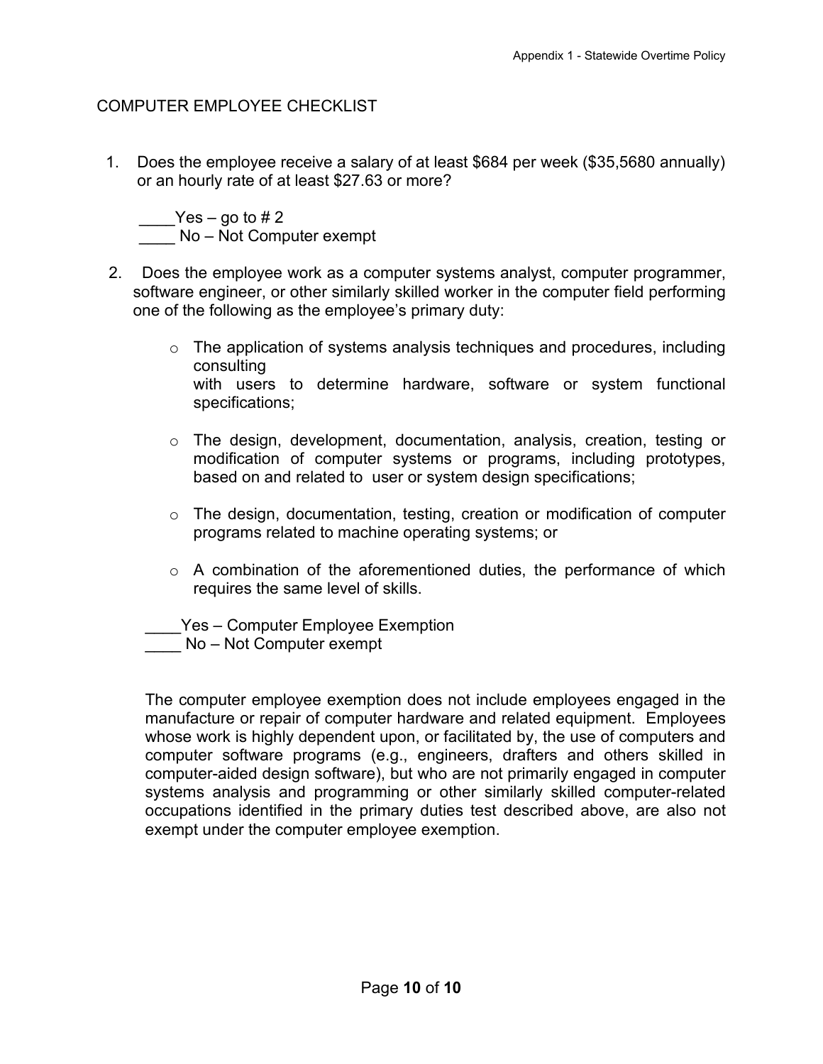## COMPUTER EMPLOYEE CHECKLIST

1. Does the employee receive a salary of at least $684 per week ($35,5680 annually) or an hourly rate of at least $27.63 or more?

   ____Yes – go to # 2
   ____ No – Not Computer exempt

2. Does the employee work as a computer systems analyst, computer programmer, software engineer, or other similarly skilled worker in the computer field performing one of the following as the employee's primary duty:

   - The application of systems analysis techniques and procedures, including consulting with users to determine hardware, software or system functional specifications;
   - The design, development, documentation, analysis, creation, testing or modification of computer systems or programs, including prototypes, based on and related to user or system design specifications;
   - The design, documentation, testing, creation or modification of computer programs related to machine operating systems; or
   - A combination of the aforementioned duties, the performance of which requires the same level of skills.

   ____Yes – Computer Employee Exemption
   ____ No – Not Computer exempt

   The computer employee exemption does not include employees engaged in the manufacture or repair of computer hardware and related equipment. Employees whose work is highly dependent upon, or facilitated by, the use of computers and computer software programs (e.g., engineers, drafters and others skilled in computer-aided design software), but who are not primarily engaged in computer systems analysis and programming or other similarly skilled computer-related occupations identified in the primary duties test described above, are also not exempt under the computer employee exemption.